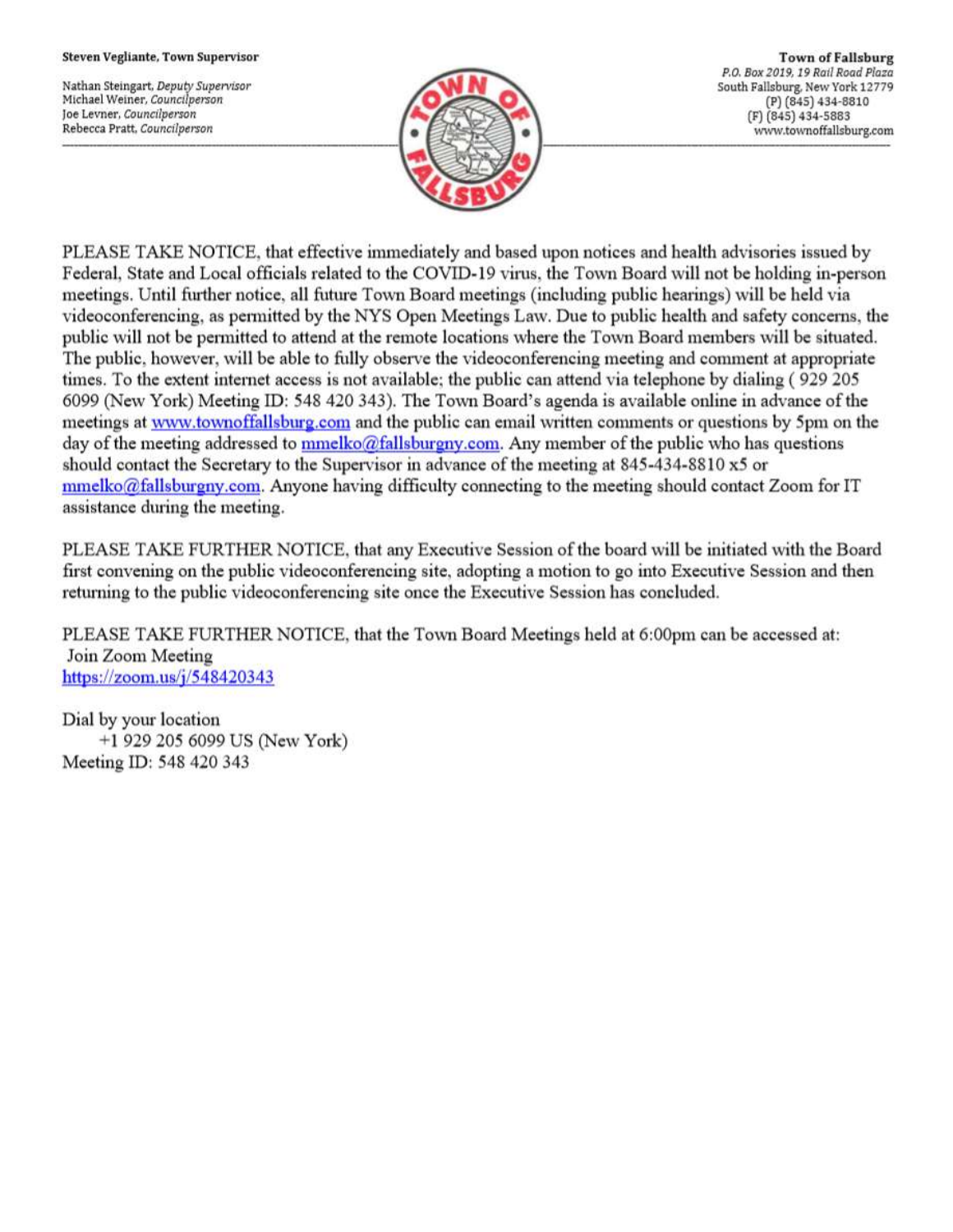**Steven Vegliante, Town Supervisor**

Nathan Steingart, *Deputy Supervisor*
Michael Weiner, *Councilperson*
Joe Levner, *Councilperson*
Rebecca Pratt, *Councilperson*

**Town of Fallsburg**
*P.O. Box 2019, 19 Rail Road Plaza*
South Fallsburg, New York 12779
(P) (845) 434-8810
(F) (845) 434-5883
www.townoffallsburg.com

---

PLEASE TAKE NOTICE, that effective immediately and based upon notices and health advisories issued by Federal, State and Local officials related to the COVID-19 virus, the Town Board will not be holding in-person meetings. Until further notice, all future Town Board meetings (including public hearings) will be held via videoconferencing, as permitted by the NYS Open Meetings Law. Due to public health and safety concerns, the public will not be permitted to attend at the remote locations where the Town Board members will be situated. The public, however, will be able to fully observe the videoconferencing meeting and comment at appropriate times. To the extent internet access is not available; the public can attend via telephone by dialing ( 929 205 6099 (New York) Meeting ID: 548 420 343). The Town Board's agenda is available online in advance of the meetings at [www.townoffallsburg.com](www.townoffallsburg.com) and the public can email written comments or questions by 5pm on the day of the meeting addressed to [mmelko@fallsburgny.com](mailto:mmelko@fallsburgny.com). Any member of the public who has questions should contact the Secretary to the Supervisor in advance of the meeting at 845-434-8810 x5 or [mmelko@fallsburgny.com](mailto:mmelko@fallsburgny.com). Anyone having difficulty connecting to the meeting should contact Zoom for IT assistance during the meeting.

PLEASE TAKE FURTHER NOTICE, that any Executive Session of the board will be initiated with the Board first convening on the public videoconferencing site, adopting a motion to go into Executive Session and then returning to the public videoconferencing site once the Executive Session has concluded.

PLEASE TAKE FURTHER NOTICE, that the Town Board Meetings held at 6:00pm can be accessed at:
Join Zoom Meeting
[https://zoom.us/j/548420343](https://zoom.us/j/548420343)

Dial by your location
+1 929 205 6099 US (New York)
Meeting ID: 548 420 343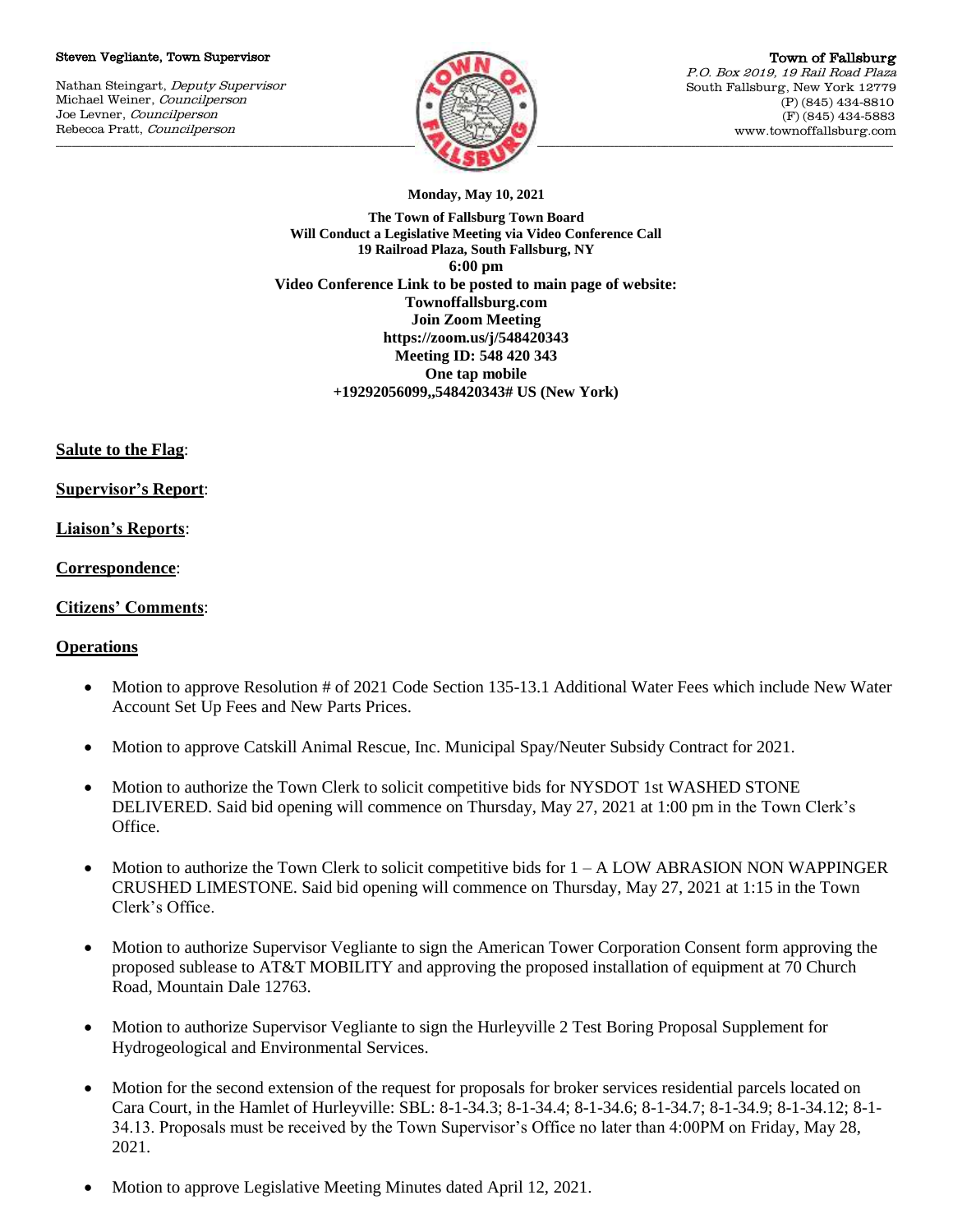Steven Vegliante, Town Supervisor

Nathan Steingart, *Deputy Supervisor*
Michael Weiner, *Councilperson*
Joe Levner, *Councilperson*
Rebecca Pratt, *Councilperson*

Town of Fallsburg
*P.O. Box 2019, 19 Rail Road Plaza*
South Fallsburg, New York 12779
(P) (845) 434-8810
(F) (845) 434-5883
www.townoffallsburg.com

**Monday, May 10, 2021**

**The Town of Fallsburg Town Board**
**Will Conduct a Legislative Meeting via Video Conference Call**
**19 Railroad Plaza, South Fallsburg, NY**
**6:00 pm**
**Video Conference Link to be posted to main page of website:**
**Townoffallsburg.com**
**Join Zoom Meeting**
**https://zoom.us/j/548420343**
**Meeting ID: 548 420 343**
**One tap mobile**
**+19292056099,,548420343# US (New York)**

**Salute to the Flag**:

**Supervisor's Report**:

**Liaison's Reports**:

**Correspondence**:

**Citizens' Comments**:

**Operations**

- Motion to approve Resolution # of 2021 Code Section 135-13.1 Additional Water Fees which include New Water Account Set Up Fees and New Parts Prices.
- Motion to approve Catskill Animal Rescue, Inc. Municipal Spay/Neuter Subsidy Contract for 2021.
- Motion to authorize the Town Clerk to solicit competitive bids for NYSDOT 1st WASHED STONE DELIVERED. Said bid opening will commence on Thursday, May 27, 2021 at 1:00 pm in the Town Clerk's Office.
- Motion to authorize the Town Clerk to solicit competitive bids for 1 – A LOW ABRASION NON WAPPINGER CRUSHED LIMESTONE. Said bid opening will commence on Thursday, May 27, 2021 at 1:15 in the Town Clerk's Office.
- Motion to authorize Supervisor Vegliante to sign the American Tower Corporation Consent form approving the proposed sublease to AT&T MOBILITY and approving the proposed installation of equipment at 70 Church Road, Mountain Dale 12763.
- Motion to authorize Supervisor Vegliante to sign the Hurleyville 2 Test Boring Proposal Supplement for Hydrogeological and Environmental Services.
- Motion for the second extension of the request for proposals for broker services residential parcels located on Cara Court, in the Hamlet of Hurleyville: SBL: 8-1-34.3; 8-1-34.4; 8-1-34.6; 8-1-34.7; 8-1-34.9; 8-1-34.12; 8-1-34.13. Proposals must be received by the Town Supervisor's Office no later than 4:00PM on Friday, May 28, 2021.
- Motion to approve Legislative Meeting Minutes dated April 12, 2021.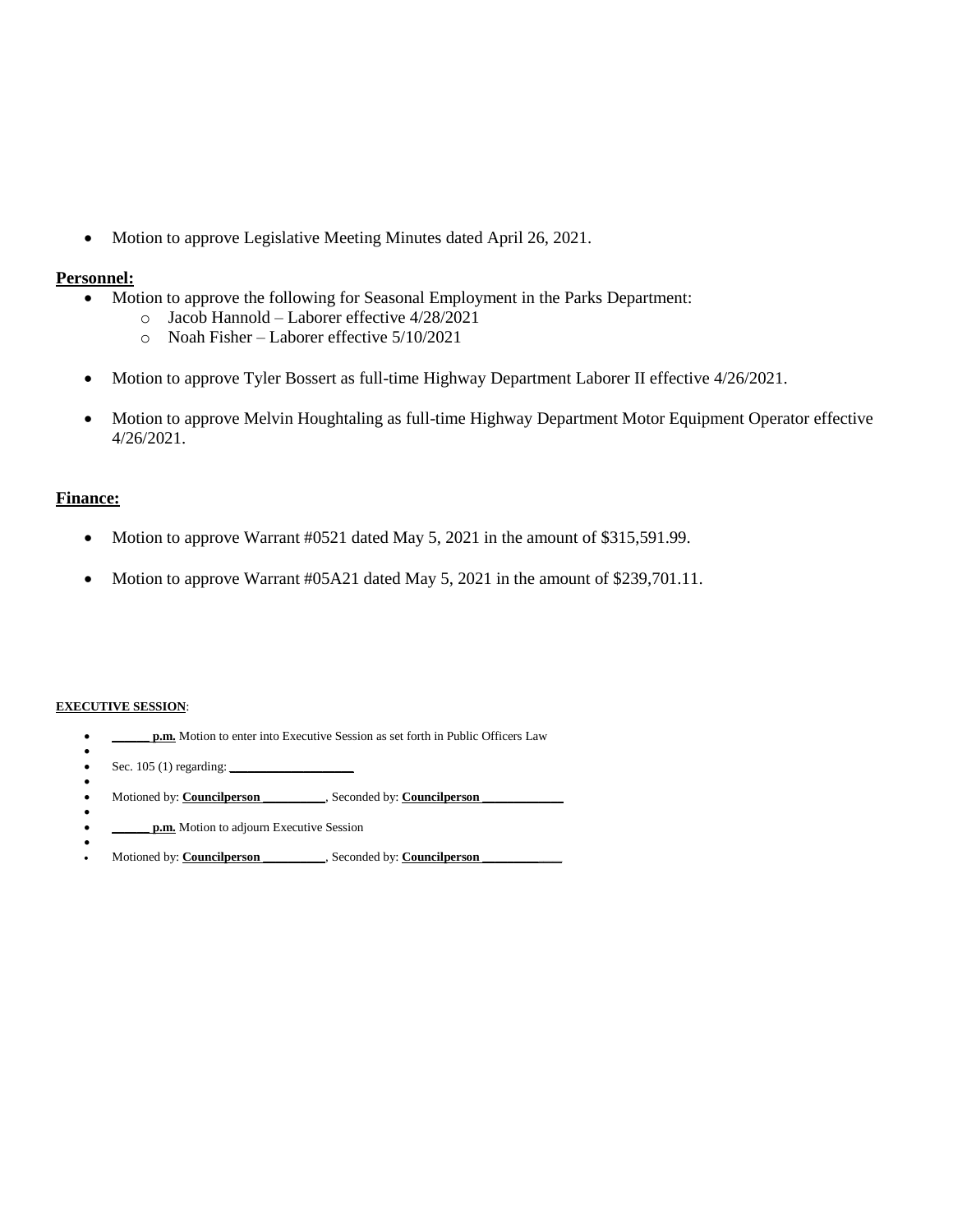- Motion to approve Legislative Meeting Minutes dated April 26, 2021.

## Personnel:

- Motion to approve the following for Seasonal Employment in the Parks Department:
  - Jacob Hannold – Laborer effective 4/28/2021
  - Noah Fisher – Laborer effective 5/10/2021

- Motion to approve Tyler Bossert as full-time Highway Department Laborer II effective 4/26/2021.

- Motion to approve Melvin Houghtaling as full-time Highway Department Motor Equipment Operator effective 4/26/2021.

## Finance:

- Motion to approve Warrant #0521 dated May 5, 2021 in the amount of $315,591.99.

- Motion to approve Warrant #05A21 dated May 5, 2021 in the amount of $239,701.11.

**EXECUTIVE SESSION**:

- **______ p.m.** Motion to enter into Executive Session as set forth in Public Officers Law
- Sec. 105 (1) regarding: ___________________
- Motioned by: **Councilperson __________**, Seconded by: **Councilperson _____________**
- **______ p.m.** Motion to adjourn Executive Session
- Motioned by: **Councilperson __________**, Seconded by: **Councilperson _____________**